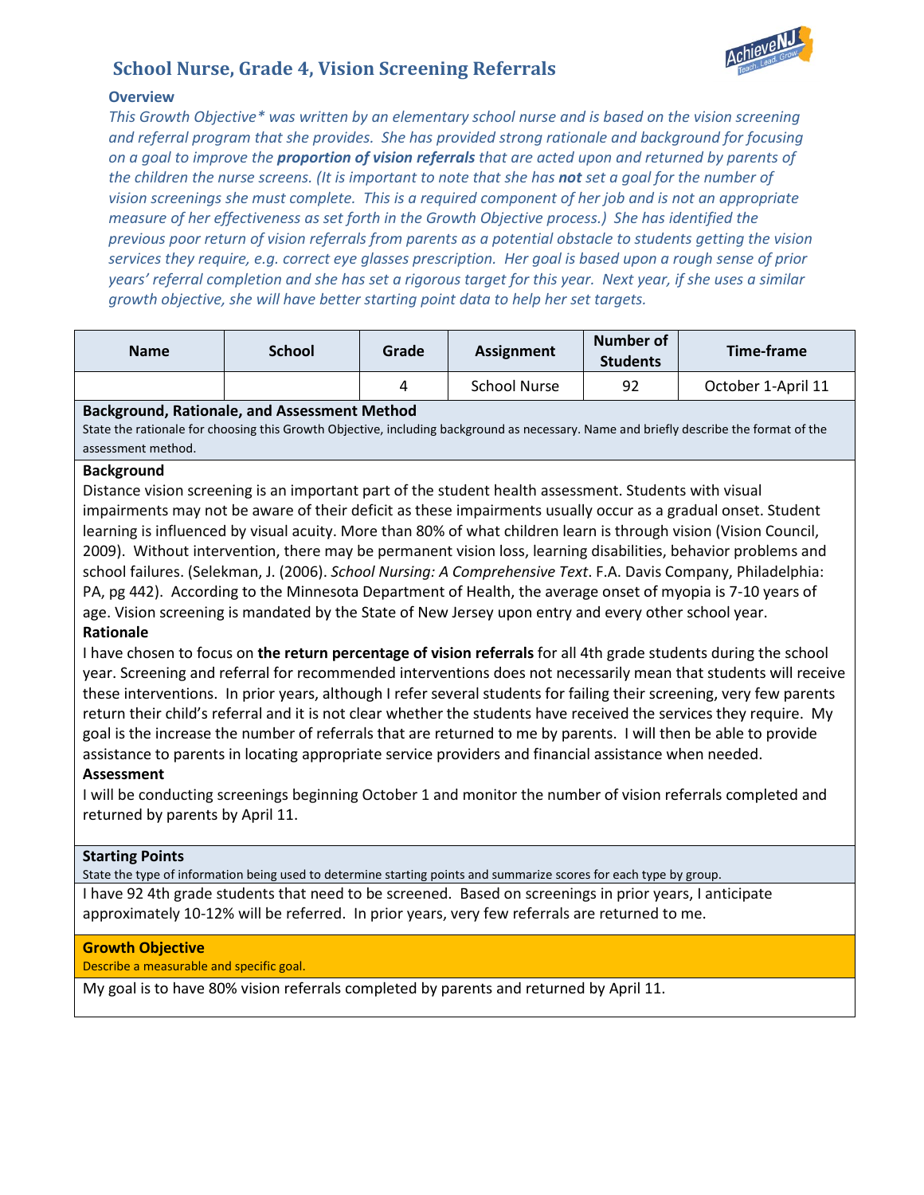# School Nurse, Grade 4, Vision Screening Referrals

### Overview

*This Growth Objective* was written by an elementary school nurse and is based on the vision screening and referral program that she provides. She has provided strong rationale and background for focusing on a goal to improve the **proportion of vision referrals** that are acted upon and returned by parents of the children the nurse screens. (It is important to note that she has **not** set a goal for the number of vision screenings she must complete. This is a required component of her job and is not an appropriate measure of her effectiveness as set forth in the Growth Objective process.) She has identified the previous poor return of vision referrals from parents as a potential obstacle to students getting the vision services they require, e.g. correct eye glasses prescription. Her goal is based upon a rough sense of prior years' referral completion and she has set a rigorous target for this year. Next year, if she uses a similar growth objective, she will have better starting point data to help her set targets.*

| Name | School | Grade | Assignment | Number of Students | Time-frame |
|---|---|---|---|---|---|
| | | 4 | School Nurse | 92 | October 1-April 11 |

**Background, Rationale, and Assessment Method**

State the rationale for choosing this Growth Objective, including background as necessary. Name and briefly describe the format of the assessment method.

**Background**

Distance vision screening is an important part of the student health assessment. Students with visual impairments may not be aware of their deficit as these impairments usually occur as a gradual onset. Student learning is influenced by visual acuity. More than 80% of what children learn is through vision (Vision Council, 2009). Without intervention, there may be permanent vision loss, learning disabilities, behavior problems and school failures. (Selekman, J. (2006). *School Nursing: A Comprehensive Text*. F.A. Davis Company, Philadelphia: PA, pg 442). According to the Minnesota Department of Health, the average onset of myopia is 7-10 years of age. Vision screening is mandated by the State of New Jersey upon entry and every other school year.

**Rationale**

I have chosen to focus on **the return percentage of vision referrals** for all 4th grade students during the school year. Screening and referral for recommended interventions does not necessarily mean that students will receive these interventions. In prior years, although I refer several students for failing their screening, very few parents return their child's referral and it is not clear whether the students have received the services they require. My goal is the increase the number of referrals that are returned to me by parents. I will then be able to provide assistance to parents in locating appropriate service providers and financial assistance when needed.

**Assessment**

I will be conducting screenings beginning October 1 and monitor the number of vision referrals completed and returned by parents by April 11.

**Starting Points**

State the type of information being used to determine starting points and summarize scores for each type by group.

I have 92 4th grade students that need to be screened. Based on screenings in prior years, I anticipate approximately 10-12% will be referred. In prior years, very few referrals are returned to me.

**Growth Objective**

Describe a measurable and specific goal.

My goal is to have 80% vision referrals completed by parents and returned by April 11.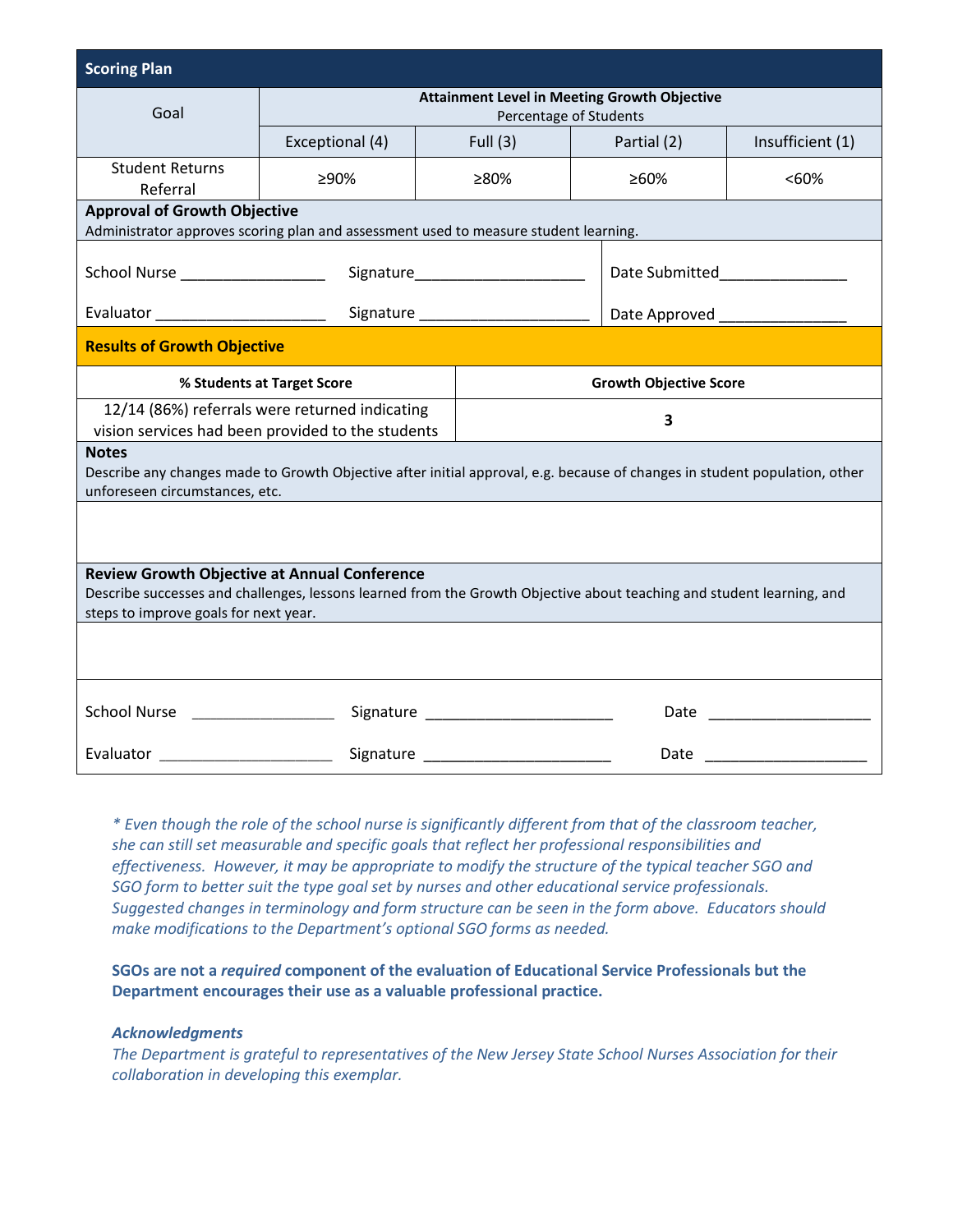| Scoring Plan | | | | |
|---|---|---|---|---|
| Goal | Attainment Level in Meeting Growth Objective<br>Percentage of Students | | | |
| | Exceptional (4) | Full (3) | Partial (2) | Insufficient (1) |
| Student Returns Referral | ≥90% | ≥80% | ≥60% | <60% |

**Approval of Growth Objective**
Administrator approves scoring plan and assessment used to measure student learning.

School Nurse _________________ Signature____________________ Date Submitted_______________

Evaluator ____________________ Signature ____________________ Date Approved _______________

**Results of Growth Objective**

| % Students at Target Score | Growth Objective Score |
|---|---|
| 12/14 (86%) referrals were returned indicating vision services had been provided to the students | 3 |

**Notes**
Describe any changes made to Growth Objective after initial approval, e.g. because of changes in student population, other unforeseen circumstances, etc.

**Review Growth Objective at Annual Conference**
Describe successes and challenges, lessons learned from the Growth Objective about teaching and student learning, and steps to improve goals for next year.

School Nurse _________________ Signature ______________________ Date ___________________

Evaluator _____________________ Signature ______________________ Date ___________________

*\* Even though the role of the school nurse is significantly different from that of the classroom teacher, she can still set measurable and specific goals that reflect her professional responsibilities and effectiveness. However, it may be appropriate to modify the structure of the typical teacher SGO and SGO form to better suit the type goal set by nurses and other educational service professionals. Suggested changes in terminology and form structure can be seen in the form above. Educators should make modifications to the Department's optional SGO forms as needed.*

**SGOs are not a *required* component of the evaluation of Educational Service Professionals but the Department encourages their use as a valuable professional practice.**

***Acknowledgments***
*The Department is grateful to representatives of the New Jersey State School Nurses Association for their collaboration in developing this exemplar.*